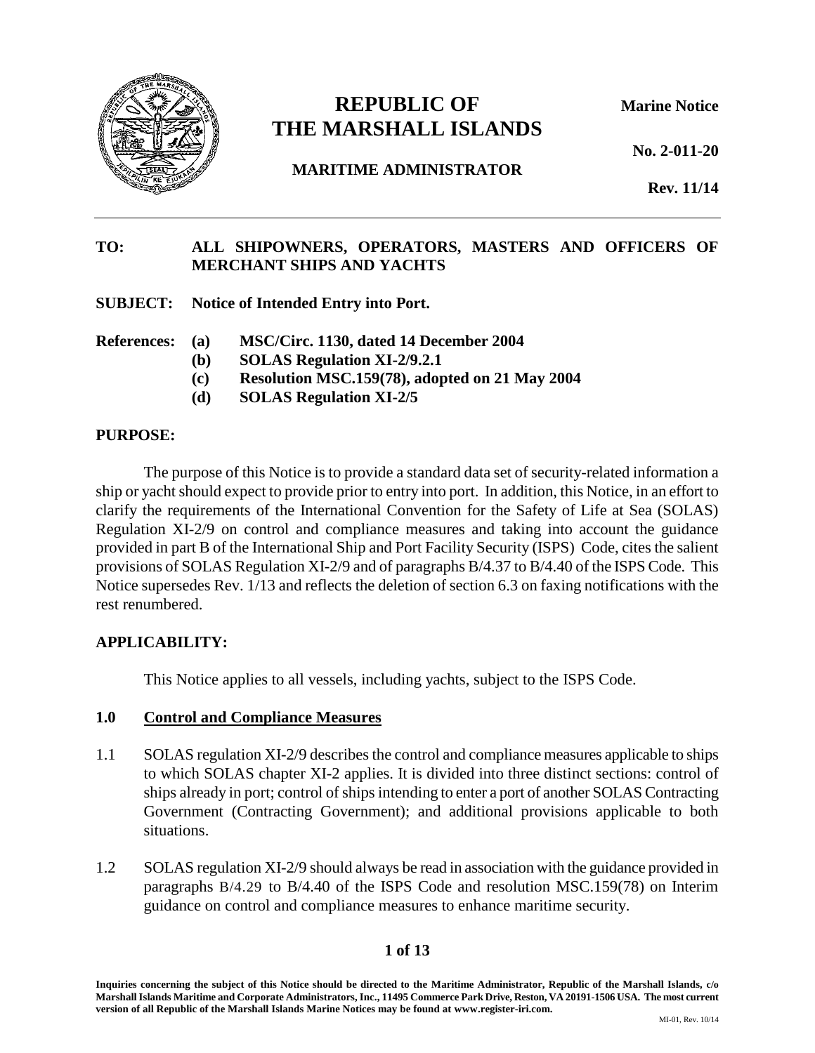# REPUBLIC OF THE MARSHALL ISLANDS

**MARITIME ADMINISTRATOR**

**Marine Notice**

**No. 2-011-20**

**Rev. 11/14**

---

**TO:** ALL SHIPOWNERS, OPERATORS, MASTERS AND OFFICERS OF MERCHANT SHIPS AND YACHTS

**SUBJECT:** Notice of Intended Entry into Port.

**References:**
- **(a)** MSC/Circ. 1130, dated 14 December 2004
- **(b)** SOLAS Regulation XI-2/9.2.1
- **(c)** Resolution MSC.159(78), adopted on 21 May 2004
- **(d)** SOLAS Regulation XI-2/5

**PURPOSE:**

The purpose of this Notice is to provide a standard data set of security-related information a ship or yacht should expect to provide prior to entry into port. In addition, this Notice, in an effort to clarify the requirements of the International Convention for the Safety of Life at Sea (SOLAS) Regulation XI-2/9 on control and compliance measures and taking into account the guidance provided in part B of the International Ship and Port Facility Security (ISPS) Code, cites the salient provisions of SOLAS Regulation XI-2/9 and of paragraphs B/4.37 to B/4.40 of the ISPS Code. This Notice supersedes Rev. 1/13 and reflects the deletion of section 6.3 on faxing notifications with the rest renumbered.

**APPLICABILITY:**

This Notice applies to all vessels, including yachts, subject to the ISPS Code.

## 1.0 Control and Compliance Measures

1.1 SOLAS regulation XI-2/9 describes the control and compliance measures applicable to ships to which SOLAS chapter XI-2 applies. It is divided into three distinct sections: control of ships already in port; control of ships intending to enter a port of another SOLAS Contracting Government (Contracting Government); and additional provisions applicable to both situations.

1.2 SOLAS regulation XI-2/9 should always be read in association with the guidance provided in paragraphs B/4.29 to B/4.40 of the ISPS Code and resolution MSC.159(78) on Interim guidance on control and compliance measures to enhance maritime security.

Inquiries concerning the subject of this Notice should be directed to the Maritime Administrator, Republic of the Marshall Islands, c/o Marshall Islands Maritime and Corporate Administrators, Inc., 11495 Commerce Park Drive, Reston, VA 20191-1506 USA. The most current version of all Republic of the Marshall Islands Marine Notices may be found at www.register-iri.com.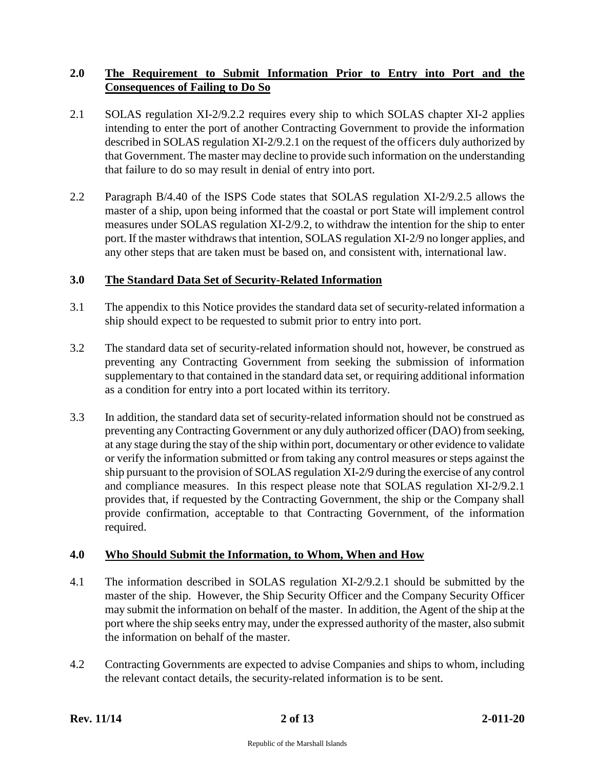## 2.0 The Requirement to Submit Information Prior to Entry into Port and the Consequences of Failing to Do So

2.1 SOLAS regulation XI-2/9.2.2 requires every ship to which SOLAS chapter XI-2 applies intending to enter the port of another Contracting Government to provide the information described in SOLAS regulation XI-2/9.2.1 on the request of the officers duly authorized by that Government. The master may decline to provide such information on the understanding that failure to do so may result in denial of entry into port.

2.2 Paragraph B/4.40 of the ISPS Code states that SOLAS regulation XI-2/9.2.5 allows the master of a ship, upon being informed that the coastal or port State will implement control measures under SOLAS regulation XI-2/9.2, to withdraw the intention for the ship to enter port. If the master withdraws that intention, SOLAS regulation XI-2/9 no longer applies, and any other steps that are taken must be based on, and consistent with, international law.

## 3.0 The Standard Data Set of Security-Related Information

3.1 The appendix to this Notice provides the standard data set of security-related information a ship should expect to be requested to submit prior to entry into port.

3.2 The standard data set of security-related information should not, however, be construed as preventing any Contracting Government from seeking the submission of information supplementary to that contained in the standard data set, or requiring additional information as a condition for entry into a port located within its territory.

3.3 In addition, the standard data set of security-related information should not be construed as preventing any Contracting Government or any duly authorized officer (DAO) from seeking, at any stage during the stay of the ship within port, documentary or other evidence to validate or verify the information submitted or from taking any control measures or steps against the ship pursuant to the provision of SOLAS regulation XI-2/9 during the exercise of any control and compliance measures. In this respect please note that SOLAS regulation XI-2/9.2.1 provides that, if requested by the Contracting Government, the ship or the Company shall provide confirmation, acceptable to that Contracting Government, of the information required.

## 4.0 Who Should Submit the Information, to Whom, When and How

4.1 The information described in SOLAS regulation XI-2/9.2.1 should be submitted by the master of the ship. However, the Ship Security Officer and the Company Security Officer may submit the information on behalf of the master. In addition, the Agent of the ship at the port where the ship seeks entry may, under the expressed authority of the master, also submit the information on behalf of the master.

4.2 Contracting Governments are expected to advise Companies and ships to whom, including the relevant contact details, the security-related information is to be sent.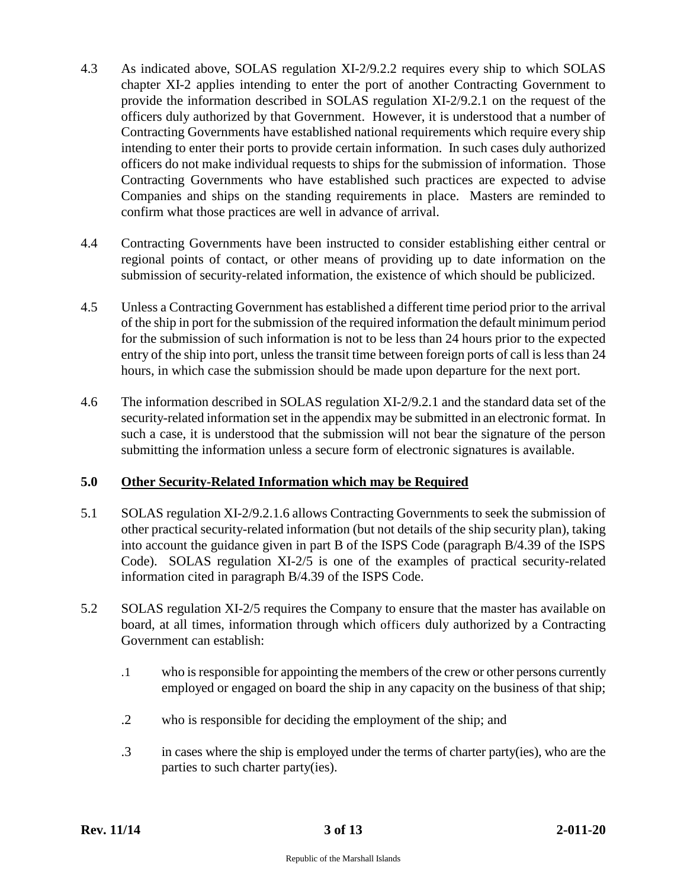4.3 As indicated above, SOLAS regulation XI-2/9.2.2 requires every ship to which SOLAS chapter XI-2 applies intending to enter the port of another Contracting Government to provide the information described in SOLAS regulation XI-2/9.2.1 on the request of the officers duly authorized by that Government. However, it is understood that a number of Contracting Governments have established national requirements which require every ship intending to enter their ports to provide certain information. In such cases duly authorized officers do not make individual requests to ships for the submission of information. Those Contracting Governments who have established such practices are expected to advise Companies and ships on the standing requirements in place. Masters are reminded to confirm what those practices are well in advance of arrival.

4.4 Contracting Governments have been instructed to consider establishing either central or regional points of contact, or other means of providing up to date information on the submission of security-related information, the existence of which should be publicized.

4.5 Unless a Contracting Government has established a different time period prior to the arrival of the ship in port for the submission of the required information the default minimum period for the submission of such information is not to be less than 24 hours prior to the expected entry of the ship into port, unless the transit time between foreign ports of call is less than 24 hours, in which case the submission should be made upon departure for the next port.

4.6 The information described in SOLAS regulation XI-2/9.2.1 and the standard data set of the security-related information set in the appendix may be submitted in an electronic format. In such a case, it is understood that the submission will not bear the signature of the person submitting the information unless a secure form of electronic signatures is available.

## 5.0 Other Security-Related Information which may be Required

5.1 SOLAS regulation XI-2/9.2.1.6 allows Contracting Governments to seek the submission of other practical security-related information (but not details of the ship security plan), taking into account the guidance given in part B of the ISPS Code (paragraph B/4.39 of the ISPS Code). SOLAS regulation XI-2/5 is one of the examples of practical security-related information cited in paragraph B/4.39 of the ISPS Code.

5.2 SOLAS regulation XI-2/5 requires the Company to ensure that the master has available on board, at all times, information through which officers duly authorized by a Contracting Government can establish:

.1 who is responsible for appointing the members of the crew or other persons currently employed or engaged on board the ship in any capacity on the business of that ship;

.2 who is responsible for deciding the employment of the ship; and

.3 in cases where the ship is employed under the terms of charter party(ies), who are the parties to such charter party(ies).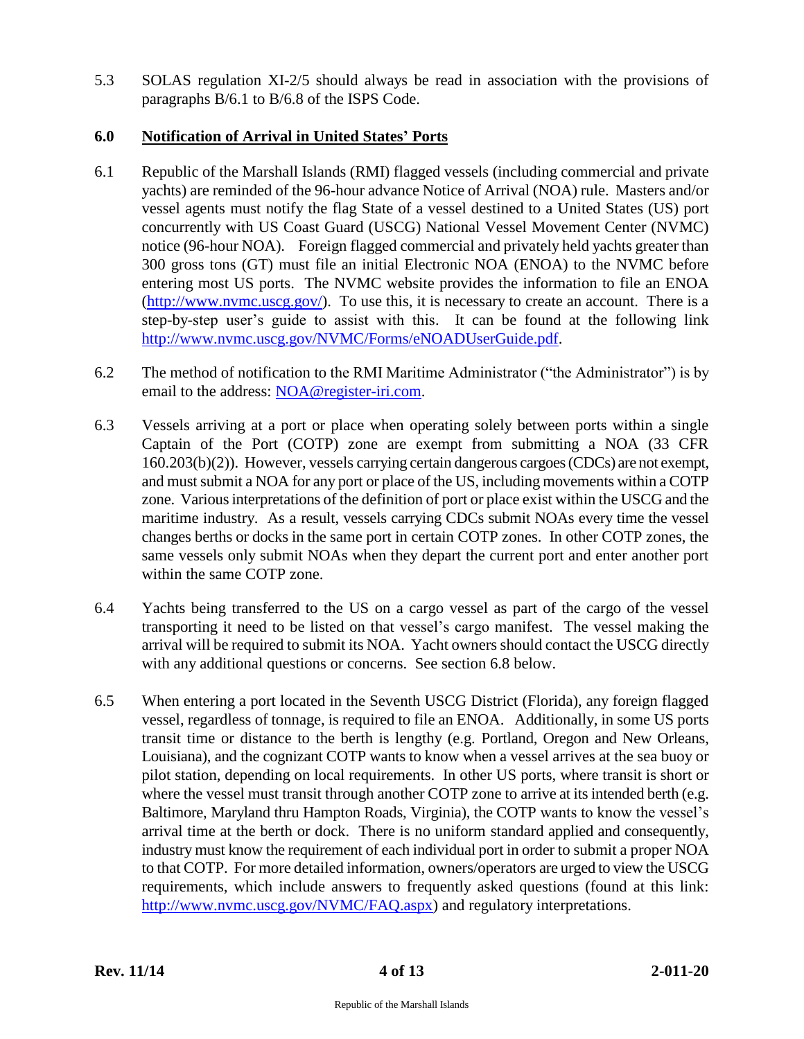5.3 SOLAS regulation XI-2/5 should always be read in association with the provisions of paragraphs B/6.1 to B/6.8 of the ISPS Code.

## 6.0 Notification of Arrival in United States' Ports

6.1 Republic of the Marshall Islands (RMI) flagged vessels (including commercial and private yachts) are reminded of the 96-hour advance Notice of Arrival (NOA) rule. Masters and/or vessel agents must notify the flag State of a vessel destined to a United States (US) port concurrently with US Coast Guard (USCG) National Vessel Movement Center (NVMC) notice (96-hour NOA). Foreign flagged commercial and privately held yachts greater than 300 gross tons (GT) must file an initial Electronic NOA (ENOA) to the NVMC before entering most US ports. The NVMC website provides the information to file an ENOA (http://www.nvmc.uscg.gov/). To use this, it is necessary to create an account. There is a step-by-step user's guide to assist with this. It can be found at the following link http://www.nvmc.uscg.gov/NVMC/Forms/eNOADUserGuide.pdf.

6.2 The method of notification to the RMI Maritime Administrator ("the Administrator") is by email to the address: NOA@register-iri.com.

6.3 Vessels arriving at a port or place when operating solely between ports within a single Captain of the Port (COTP) zone are exempt from submitting a NOA (33 CFR 160.203(b)(2)). However, vessels carrying certain dangerous cargoes (CDCs) are not exempt, and must submit a NOA for any port or place of the US, including movements within a COTP zone. Various interpretations of the definition of port or place exist within the USCG and the maritime industry. As a result, vessels carrying CDCs submit NOAs every time the vessel changes berths or docks in the same port in certain COTP zones. In other COTP zones, the same vessels only submit NOAs when they depart the current port and enter another port within the same COTP zone.

6.4 Yachts being transferred to the US on a cargo vessel as part of the cargo of the vessel transporting it need to be listed on that vessel's cargo manifest. The vessel making the arrival will be required to submit its NOA. Yacht owners should contact the USCG directly with any additional questions or concerns. See section 6.8 below.

6.5 When entering a port located in the Seventh USCG District (Florida), any foreign flagged vessel, regardless of tonnage, is required to file an ENOA. Additionally, in some US ports transit time or distance to the berth is lengthy (e.g. Portland, Oregon and New Orleans, Louisiana), and the cognizant COTP wants to know when a vessel arrives at the sea buoy or pilot station, depending on local requirements. In other US ports, where transit is short or where the vessel must transit through another COTP zone to arrive at its intended berth (e.g. Baltimore, Maryland thru Hampton Roads, Virginia), the COTP wants to know the vessel's arrival time at the berth or dock. There is no uniform standard applied and consequently, industry must know the requirement of each individual port in order to submit a proper NOA to that COTP. For more detailed information, owners/operators are urged to view the USCG requirements, which include answers to frequently asked questions (found at this link: http://www.nvmc.uscg.gov/NVMC/FAQ.aspx) and regulatory interpretations.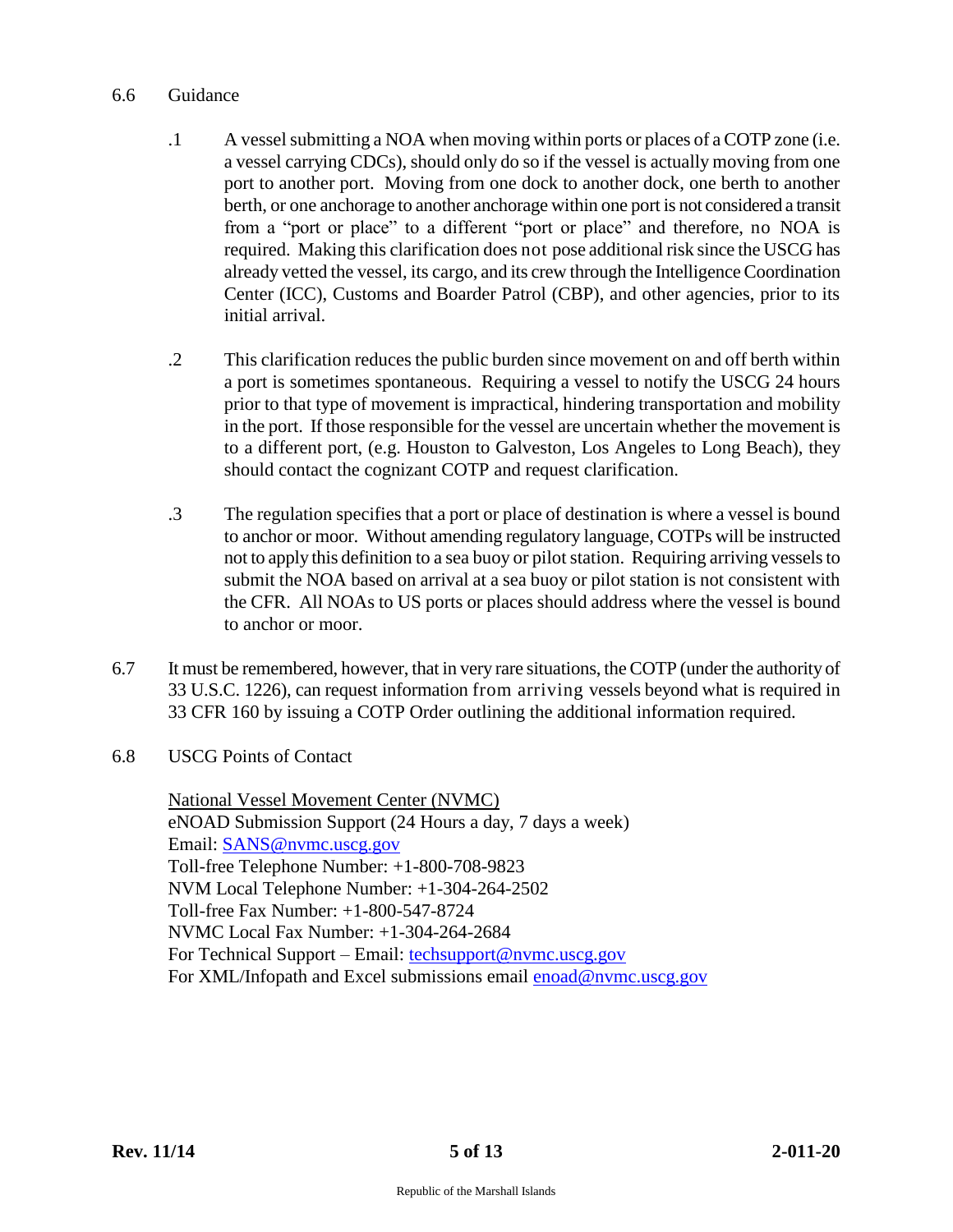6.6 Guidance

.1 A vessel submitting a NOA when moving within ports or places of a COTP zone (i.e. a vessel carrying CDCs), should only do so if the vessel is actually moving from one port to another port. Moving from one dock to another dock, one berth to another berth, or one anchorage to another anchorage within one port is not considered a transit from a "port or place" to a different "port or place" and therefore, no NOA is required. Making this clarification does not pose additional risk since the USCG has already vetted the vessel, its cargo, and its crew through the Intelligence Coordination Center (ICC), Customs and Boarder Patrol (CBP), and other agencies, prior to its initial arrival.

.2 This clarification reduces the public burden since movement on and off berth within a port is sometimes spontaneous. Requiring a vessel to notify the USCG 24 hours prior to that type of movement is impractical, hindering transportation and mobility in the port. If those responsible for the vessel are uncertain whether the movement is to a different port, (e.g. Houston to Galveston, Los Angeles to Long Beach), they should contact the cognizant COTP and request clarification.

.3 The regulation specifies that a port or place of destination is where a vessel is bound to anchor or moor. Without amending regulatory language, COTPs will be instructed not to apply this definition to a sea buoy or pilot station. Requiring arriving vessels to submit the NOA based on arrival at a sea buoy or pilot station is not consistent with the CFR. All NOAs to US ports or places should address where the vessel is bound to anchor or moor.

6.7 It must be remembered, however, that in very rare situations, the COTP (under the authority of 33 U.S.C. 1226), can request information from arriving vessels beyond what is required in 33 CFR 160 by issuing a COTP Order outlining the additional information required.

6.8 USCG Points of Contact

National Vessel Movement Center (NVMC)
eNOAD Submission Support (24 Hours a day, 7 days a week)
Email: SANS@nvmc.uscg.gov
Toll-free Telephone Number: +1-800-708-9823
NVM Local Telephone Number: +1-304-264-2502
Toll-free Fax Number: +1-800-547-8724
NVMC Local Fax Number: +1-304-264-2684
For Technical Support – Email: techsupport@nvmc.uscg.gov
For XML/Infopath and Excel submissions email enoad@nvmc.uscg.gov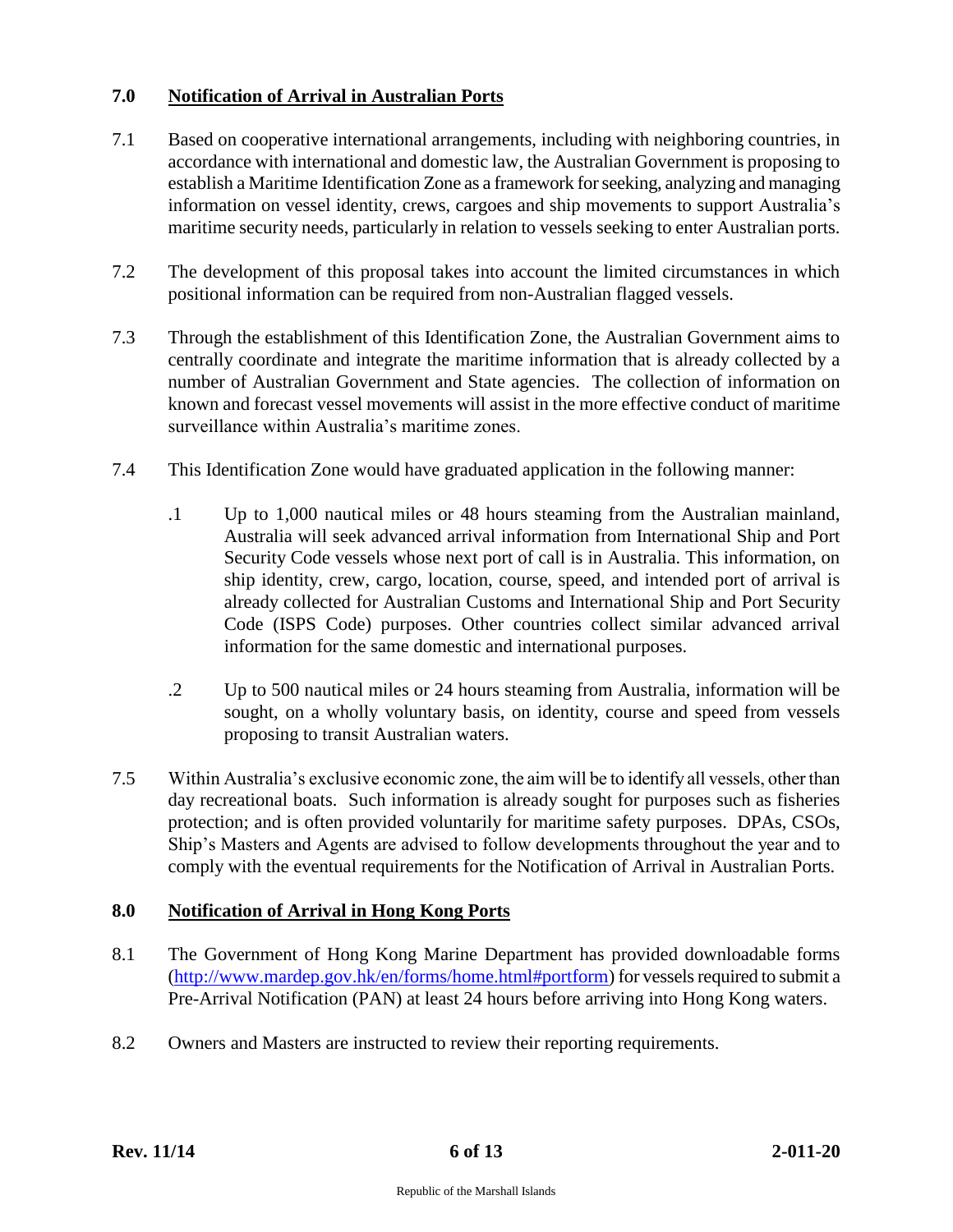## 7.0 Notification of Arrival in Australian Ports

7.1 Based on cooperative international arrangements, including with neighboring countries, in accordance with international and domestic law, the Australian Government is proposing to establish a Maritime Identification Zone as a framework for seeking, analyzing and managing information on vessel identity, crews, cargoes and ship movements to support Australia's maritime security needs, particularly in relation to vessels seeking to enter Australian ports.

7.2 The development of this proposal takes into account the limited circumstances in which positional information can be required from non-Australian flagged vessels.

7.3 Through the establishment of this Identification Zone, the Australian Government aims to centrally coordinate and integrate the maritime information that is already collected by a number of Australian Government and State agencies. The collection of information on known and forecast vessel movements will assist in the more effective conduct of maritime surveillance within Australia's maritime zones.

7.4 This Identification Zone would have graduated application in the following manner:

.1 Up to 1,000 nautical miles or 48 hours steaming from the Australian mainland, Australia will seek advanced arrival information from International Ship and Port Security Code vessels whose next port of call is in Australia. This information, on ship identity, crew, cargo, location, course, speed, and intended port of arrival is already collected for Australian Customs and International Ship and Port Security Code (ISPS Code) purposes. Other countries collect similar advanced arrival information for the same domestic and international purposes.

.2 Up to 500 nautical miles or 24 hours steaming from Australia, information will be sought, on a wholly voluntary basis, on identity, course and speed from vessels proposing to transit Australian waters.

7.5 Within Australia's exclusive economic zone, the aim will be to identify all vessels, other than day recreational boats. Such information is already sought for purposes such as fisheries protection; and is often provided voluntarily for maritime safety purposes. DPAs, CSOs, Ship's Masters and Agents are advised to follow developments throughout the year and to comply with the eventual requirements for the Notification of Arrival in Australian Ports.

## 8.0 Notification of Arrival in Hong Kong Ports

8.1 The Government of Hong Kong Marine Department has provided downloadable forms (http://www.mardep.gov.hk/en/forms/home.html#portform) for vessels required to submit a Pre-Arrival Notification (PAN) at least 24 hours before arriving into Hong Kong waters.

8.2 Owners and Masters are instructed to review their reporting requirements.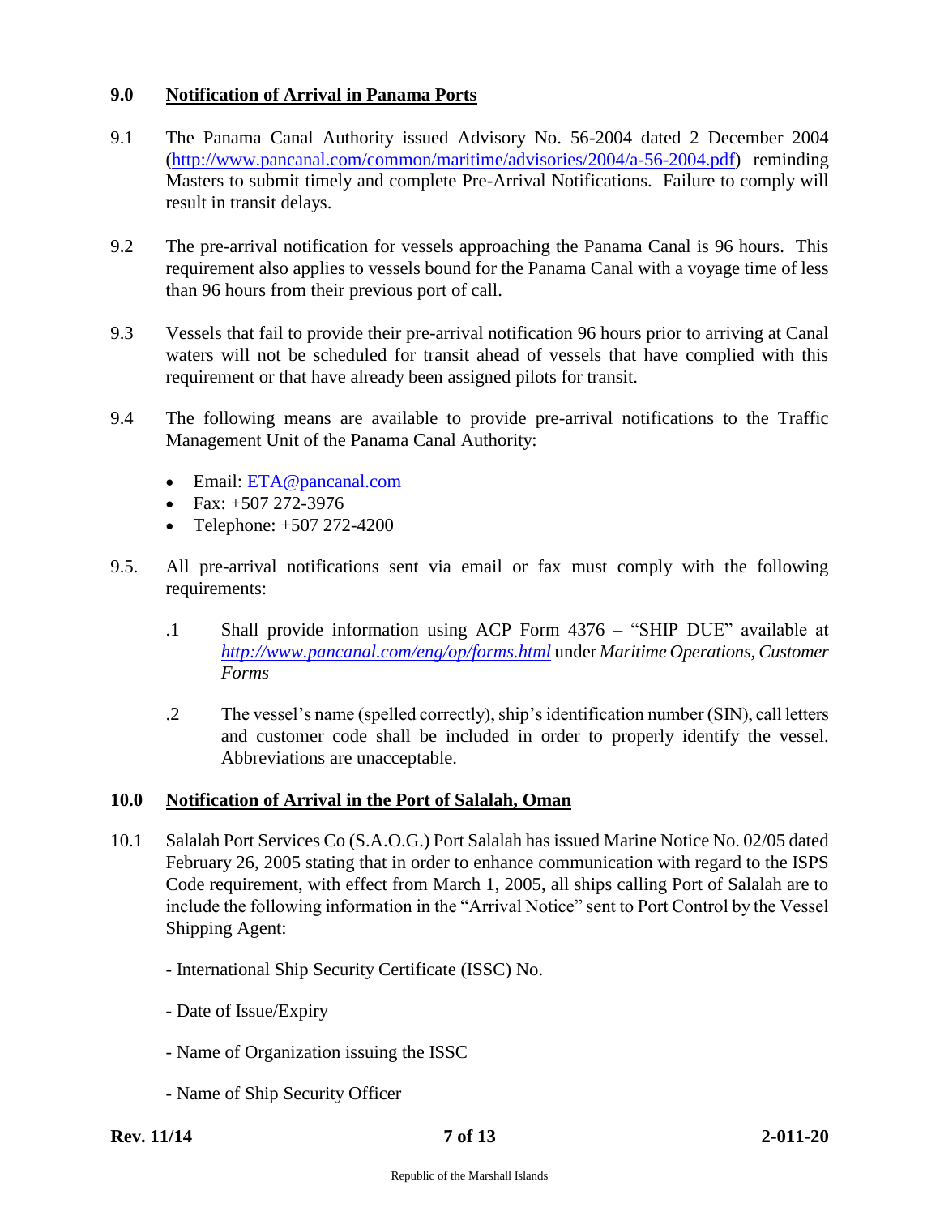## 9.0 Notification of Arrival in Panama Ports

9.1 The Panama Canal Authority issued Advisory No. 56-2004 dated 2 December 2004 (http://www.pancanal.com/common/maritime/advisories/2004/a-56-2004.pdf) reminding Masters to submit timely and complete Pre-Arrival Notifications. Failure to comply will result in transit delays.

9.2 The pre-arrival notification for vessels approaching the Panama Canal is 96 hours. This requirement also applies to vessels bound for the Panama Canal with a voyage time of less than 96 hours from their previous port of call.

9.3 Vessels that fail to provide their pre-arrival notification 96 hours prior to arriving at Canal waters will not be scheduled for transit ahead of vessels that have complied with this requirement or that have already been assigned pilots for transit.

9.4 The following means are available to provide pre-arrival notifications to the Traffic Management Unit of the Panama Canal Authority:

- Email: ETA@pancanal.com
- Fax: +507 272-3976
- Telephone: +507 272-4200

9.5. All pre-arrival notifications sent via email or fax must comply with the following requirements:

.1 Shall provide information using ACP Form 4376 – "SHIP DUE" available at *http://www.pancanal.com/eng/op/forms.html* under *Maritime Operations, Customer Forms*

.2 The vessel's name (spelled correctly), ship's identification number (SIN), call letters and customer code shall be included in order to properly identify the vessel. Abbreviations are unacceptable.

## 10.0 Notification of Arrival in the Port of Salalah, Oman

10.1 Salalah Port Services Co (S.A.O.G.) Port Salalah has issued Marine Notice No. 02/05 dated February 26, 2005 stating that in order to enhance communication with regard to the ISPS Code requirement, with effect from March 1, 2005, all ships calling Port of Salalah are to include the following information in the "Arrival Notice" sent to Port Control by the Vessel Shipping Agent:

- International Ship Security Certificate (ISSC) No.

- Date of Issue/Expiry

- Name of Organization issuing the ISSC

- Name of Ship Security Officer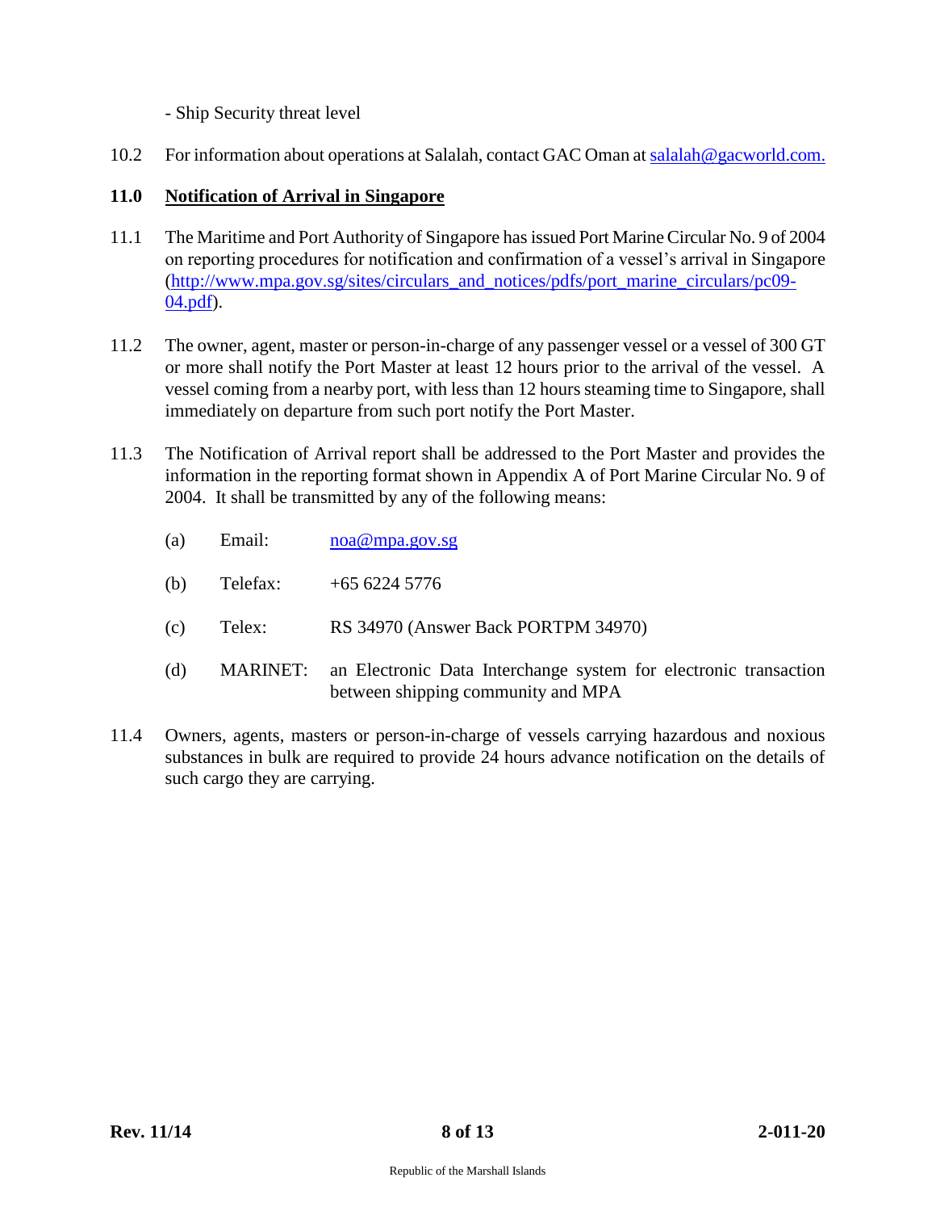- Ship Security threat level

10.2 For information about operations at Salalah, contact GAC Oman at salalah@gacworld.com.

## 11.0 Notification of Arrival in Singapore

11.1 The Maritime and Port Authority of Singapore has issued Port Marine Circular No. 9 of 2004 on reporting procedures for notification and confirmation of a vessel's arrival in Singapore (http://www.mpa.gov.sg/sites/circulars_and_notices/pdfs/port_marine_circulars/pc09-04.pdf).

11.2 The owner, agent, master or person-in-charge of any passenger vessel or a vessel of 300 GT or more shall notify the Port Master at least 12 hours prior to the arrival of the vessel. A vessel coming from a nearby port, with less than 12 hours steaming time to Singapore, shall immediately on departure from such port notify the Port Master.

11.3 The Notification of Arrival report shall be addressed to the Port Master and provides the information in the reporting format shown in Appendix A of Port Marine Circular No. 9 of 2004. It shall be transmitted by any of the following means:

(a) Email: noa@mpa.gov.sg

(b) Telefax: +65 6224 5776

(c) Telex: RS 34970 (Answer Back PORTPM 34970)

(d) MARINET: an Electronic Data Interchange system for electronic transaction between shipping community and MPA

11.4 Owners, agents, masters or person-in-charge of vessels carrying hazardous and noxious substances in bulk are required to provide 24 hours advance notification on the details of such cargo they are carrying.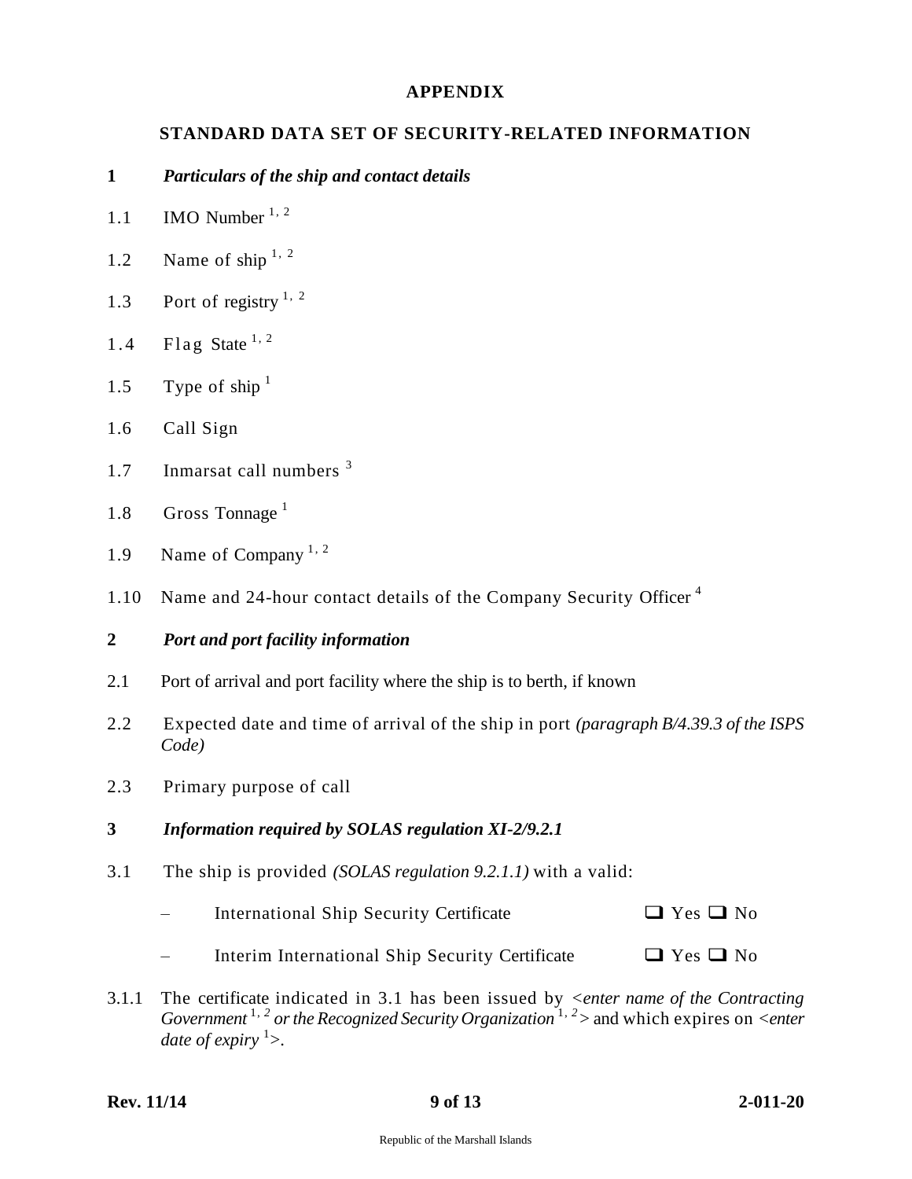# APPENDIX

## STANDARD DATA SET OF SECURITY-RELATED INFORMATION

**1** ***Particulars of the ship and contact details***

1.1 IMO Number [1, 2]

1.2 Name of ship [1, 2]

1.3 Port of registry [1, 2]

1.4 Flag State [1, 2]

1.5 Type of ship [1]

1.6 Call Sign

1.7 Inmarsat call numbers [3]

1.8 Gross Tonnage [1]

1.9 Name of Company [1, 2]

1.10 Name and 24-hour contact details of the Company Security Officer [4]

**2** ***Port and port facility information***

2.1 Port of arrival and port facility where the ship is to berth, if known

2.2 Expected date and time of arrival of the ship in port *(paragraph B/4.39.3 of the ISPS Code)*

2.3 Primary purpose of call

**3** ***Information required by SOLAS regulation XI-2/9.2.1***

3.1 The ship is provided *(SOLAS regulation 9.2.1.1)* with a valid:

- International Ship Security Certificate ❑ Yes ❑ No
- Interim International Ship Security Certificate ❑ Yes ❑ No

3.1.1 The certificate indicated in 3.1 has been issued by *<enter name of the Contracting Government [1, 2] or the Recognized Security Organization [1, 2]>* and which expires on *<enter date of expiry [1]>*.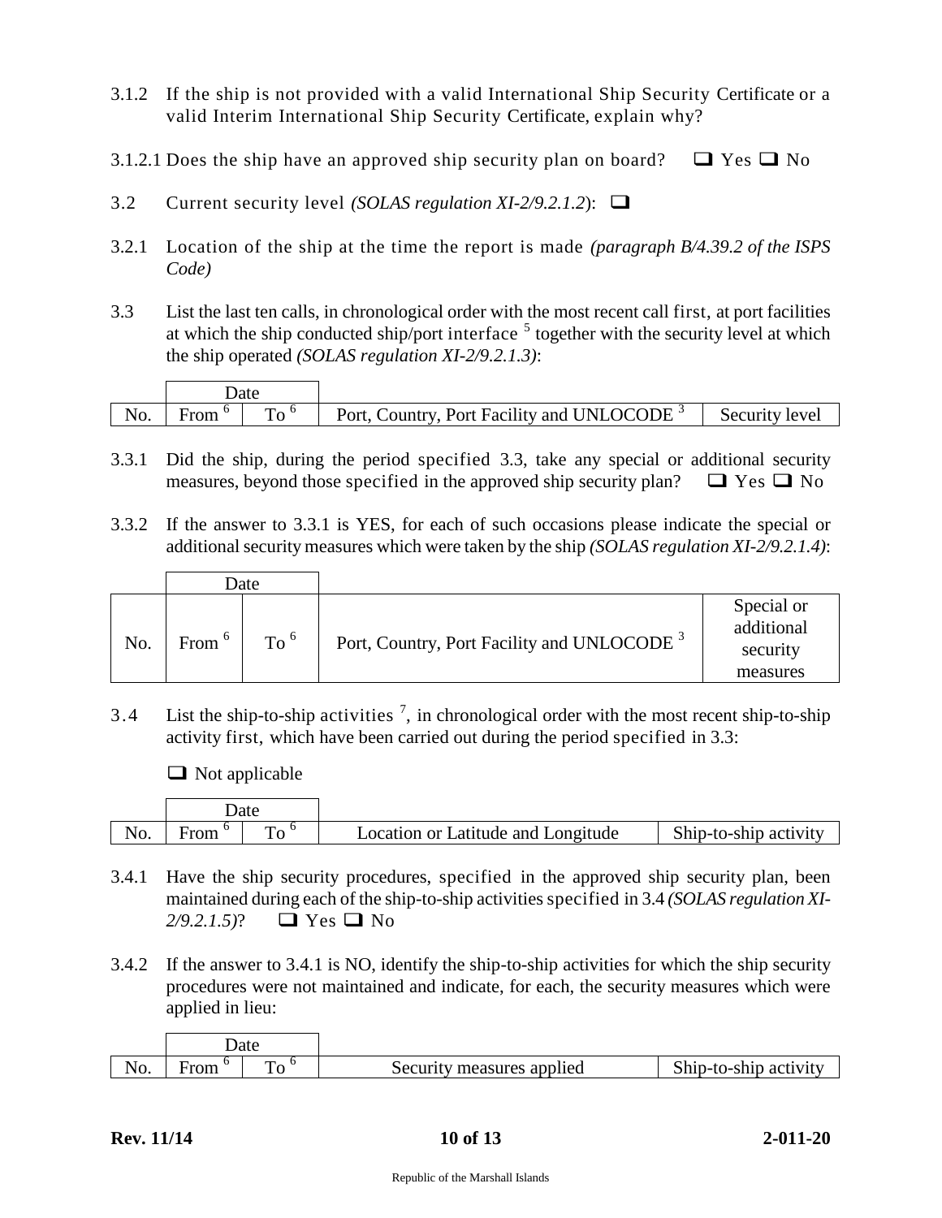3.1.2 If the ship is not provided with a valid International Ship Security Certificate or a valid Interim International Ship Security Certificate, explain why?

3.1.2.1 Does the ship have an approved ship security plan on board? ❑ Yes ❑ No

3.2 Current security level *(SOLAS regulation XI-2/9.2.1.2)*: ❑

3.2.1 Location of the ship at the time the report is made *(paragraph B/4.39.2 of the ISPS Code)*

3.3 List the last ten calls, in chronological order with the most recent call first, at port facilities at which the ship conducted ship/port interface [5] together with the security level at which the ship operated *(SOLAS regulation XI-2/9.2.1.3)*:

| No. | Date | | Port, Country, Port Facility and UNLOCODE [3] | Security level |
|---|---|---|---|---|
| | From [6] | To [6] | | |

3.3.1 Did the ship, during the period specified 3.3, take any special or additional security measures, beyond those specified in the approved ship security plan? ❑ Yes ❑ No

3.3.2 If the answer to 3.3.1 is YES, for each of such occasions please indicate the special or additional security measures which were taken by the ship *(SOLAS regulation XI-2/9.2.1.4)*:

| No. | Date | | Port, Country, Port Facility and UNLOCODE [3] | Special or additional security measures |
|---|---|---|---|---|
| | From [6] | To [6] | | |

3.4 List the ship-to-ship activities [7], in chronological order with the most recent ship-to-ship activity first, which have been carried out during the period specified in 3.3:

❑ Not applicable

| No. | Date | | Location or Latitude and Longitude | Ship-to-ship activity |
|---|---|---|---|---|
| | From [6] | To [6] | | |

3.4.1 Have the ship security procedures, specified in the approved ship security plan, been maintained during each of the ship-to-ship activities specified in 3.4 *(SOLAS regulation XI-2/9.2.1.5)*? ❑ Yes ❑ No

3.4.2 If the answer to 3.4.1 is NO, identify the ship-to-ship activities for which the ship security procedures were not maintained and indicate, for each, the security measures which were applied in lieu:

| No. | Date | | Security measures applied | Ship-to-ship activity |
|---|---|---|---|---|
| | From [6] | To [6] | | |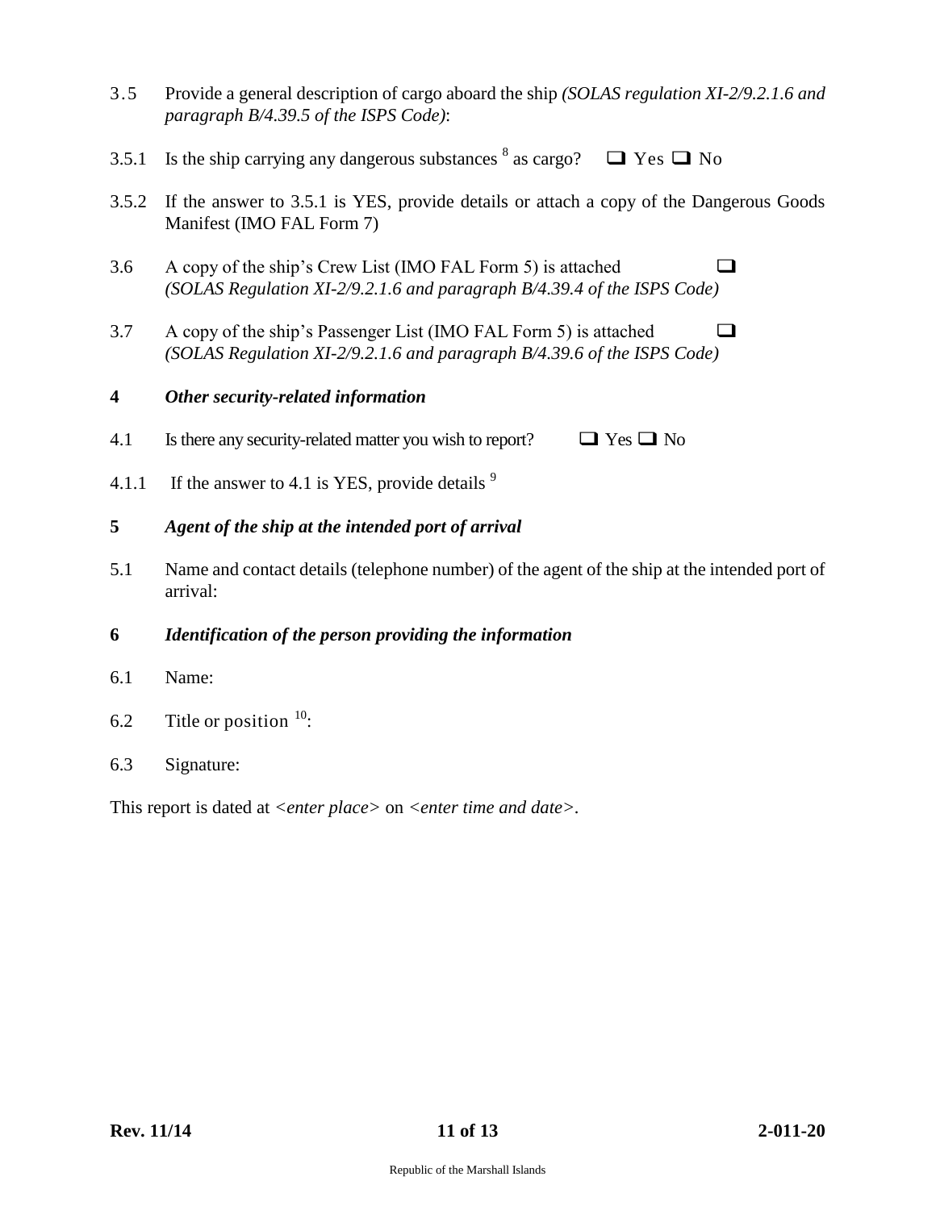3.5 Provide a general description of cargo aboard the ship *(SOLAS regulation XI-2/9.2.1.6 and paragraph B/4.39.5 of the ISPS Code)*:

3.5.1 Is the ship carrying any dangerous substances [8] as cargo? ❑ Yes ❑ No

3.5.2 If the answer to 3.5.1 is YES, provide details or attach a copy of the Dangerous Goods Manifest (IMO FAL Form 7)

3.6 A copy of the ship's Crew List (IMO FAL Form 5) is attached ❑
*(SOLAS Regulation XI-2/9.2.1.6 and paragraph B/4.39.4 of the ISPS Code)*

3.7 A copy of the ship's Passenger List (IMO FAL Form 5) is attached ❑
*(SOLAS Regulation XI-2/9.2.1.6 and paragraph B/4.39.6 of the ISPS Code)*

## 4 *Other security-related information*

4.1 Is there any security-related matter you wish to report? ❑ Yes ❑ No

4.1.1 If the answer to 4.1 is YES, provide details [9]

## 5 *Agent of the ship at the intended port of arrival*

5.1 Name and contact details (telephone number) of the agent of the ship at the intended port of arrival:

## 6 *Identification of the person providing the information*

6.1 Name:

6.2 Title or position [10]:

6.3 Signature:

This report is dated at *<enter place>* on *<enter time and date>*.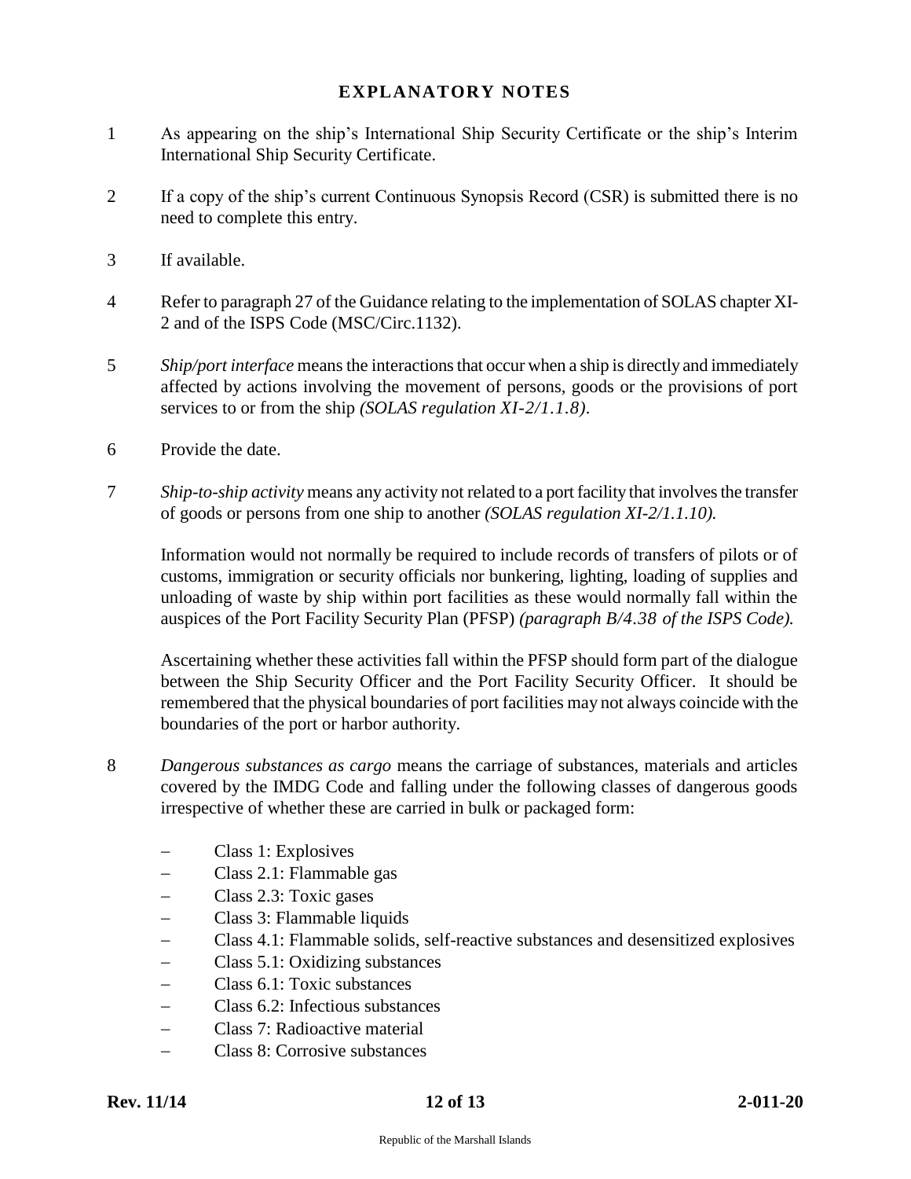# EXPLANATORY NOTES

1 As appearing on the ship's International Ship Security Certificate or the ship's Interim International Ship Security Certificate.

2 If a copy of the ship's current Continuous Synopsis Record (CSR) is submitted there is no need to complete this entry.

3 If available.

4 Refer to paragraph 27 of the Guidance relating to the implementation of SOLAS chapter XI-2 and of the ISPS Code (MSC/Circ.1132).

5 *Ship/port interface* means the interactions that occur when a ship is directly and immediately affected by actions involving the movement of persons, goods or the provisions of port services to or from the ship *(SOLAS regulation XI-2/1.1.8)*.

6 Provide the date.

7 *Ship-to-ship activity* means any activity not related to a port facility that involves the transfer of goods or persons from one ship to another *(SOLAS regulation XI-2/1.1.10).*

Information would not normally be required to include records of transfers of pilots or of customs, immigration or security officials nor bunkering, lighting, loading of supplies and unloading of waste by ship within port facilities as these would normally fall within the auspices of the Port Facility Security Plan (PFSP) *(paragraph B/4.38 of the ISPS Code).*

Ascertaining whether these activities fall within the PFSP should form part of the dialogue between the Ship Security Officer and the Port Facility Security Officer. It should be remembered that the physical boundaries of port facilities may not always coincide with the boundaries of the port or harbor authority.

8 *Dangerous substances as cargo* means the carriage of substances, materials and articles covered by the IMDG Code and falling under the following classes of dangerous goods irrespective of whether these are carried in bulk or packaged form:

- Class 1: Explosives
- Class 2.1: Flammable gas
- Class 2.3: Toxic gases
- Class 3: Flammable liquids
- Class 4.1: Flammable solids, self-reactive substances and desensitized explosives
- Class 5.1: Oxidizing substances
- Class 6.1: Toxic substances
- Class 6.2: Infectious substances
- Class 7: Radioactive material
- Class 8: Corrosive substances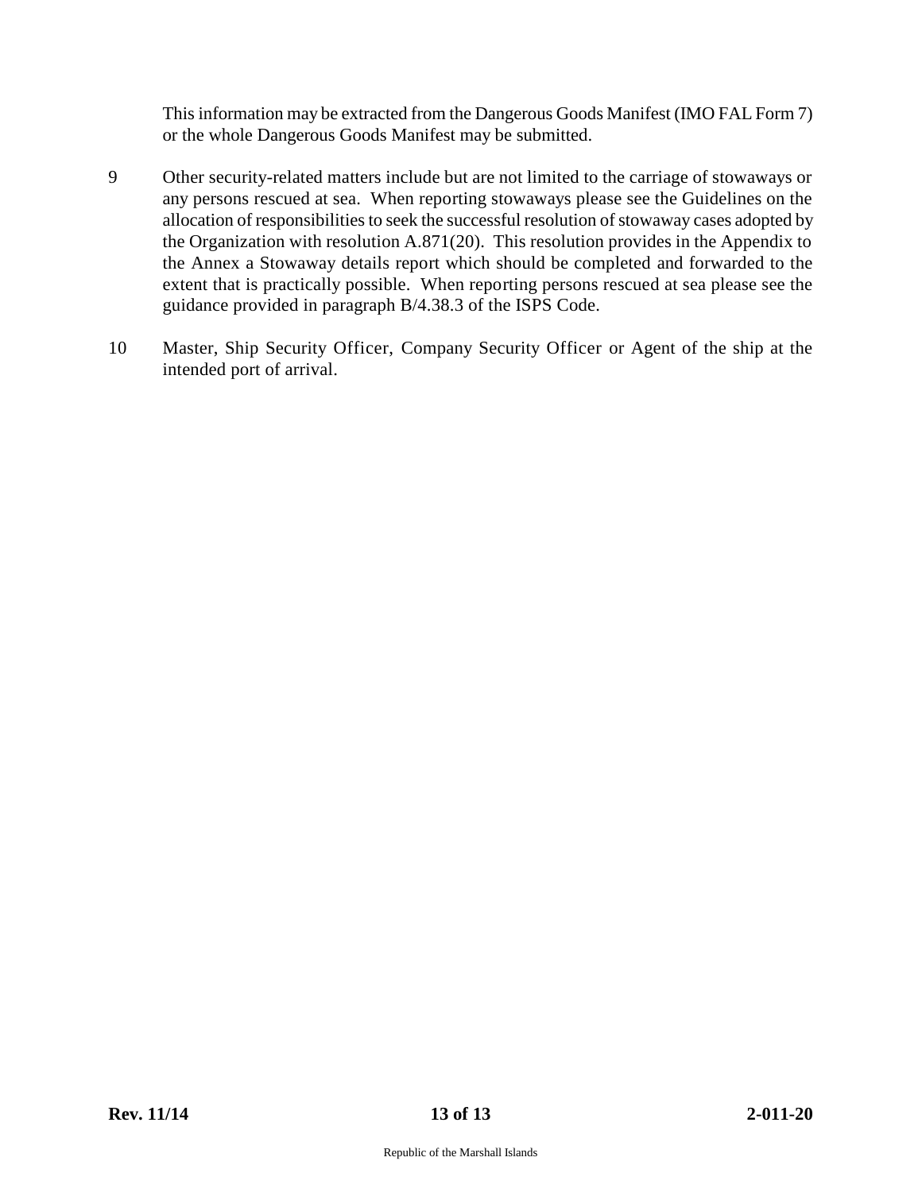This information may be extracted from the Dangerous Goods Manifest (IMO FAL Form 7) or the whole Dangerous Goods Manifest may be submitted.

9 Other security-related matters include but are not limited to the carriage of stowaways or any persons rescued at sea. When reporting stowaways please see the Guidelines on the allocation of responsibilities to seek the successful resolution of stowaway cases adopted by the Organization with resolution A.871(20). This resolution provides in the Appendix to the Annex a Stowaway details report which should be completed and forwarded to the extent that is practically possible. When reporting persons rescued at sea please see the guidance provided in paragraph B/4.38.3 of the ISPS Code.

10 Master, Ship Security Officer, Company Security Officer or Agent of the ship at the intended port of arrival.